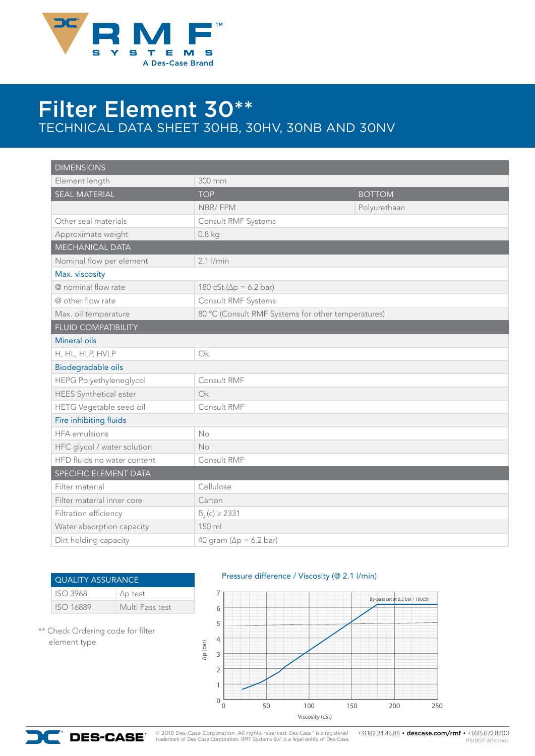# Filter Element 30**

## TECHNICAL DATA SHEET 30HB, 30HV, 30NB AND 30NV

| DIMENSIONS | | |
|---|---|---|
| Element length | 300 mm | |
| SEAL MATERIAL | TOP | BOTTOM |
| | NBR/ FPM | Polyurethaan |
| Other seal materials | Consult RMF Systems | |
| Approximate weight | 0.8 kg | |
| MECHANICAL DATA | | |
| Nominal flow per element | 2.1 l/min | |
| Max. viscosity | | |
| @ nominal flow rate | 180 cSt.($\Delta p$ = 6.2 bar) | |
| @ other flow rate | Consult RMF Systems | |
| Max. oil temperature | 80 °C (Consult RMF Systems for other temperatures) | |
| FLUID COMPATIBILITY | | |
| Mineral oils | | |
| H, HL, HLP, HVLP | Ok | |
| Biodegradable oils | | |
| HEPG Polyethyleneglycol | Consult RMF | |
| HEES Synthetical ester | Ok | |
| HETG Vegetable seed oil | Consult RMF | |
| Fire inhibiting fluids | | |
| HFA emulsions | No | |
| HFC glycol / water solution | No | |
| HFD fluids no water content | Consult RMF | |
| SPECIFIC ELEMENT DATA | | |
| Filter material | Cellulose | |
| Filter material inner core | Carton | |
| Filtration efficiency | $\beta_4$(c) ≥ 2331 | |
| Water absorption capacity | 150 ml | |
| Dirt holding capacity | 40 gram ($\Delta p$ = 6.2 bar) | |

| QUALITY ASSURANCE | |
|---|---|
| ISO 3968 | $\Delta p$ test |
| ISO 16889 | Multi Pass test |

** Check Ordering code for filter element type

Pressure difference / Viscosity (@ 2.1 l/min)

By-pass set at 6,2 bar / 180cSt

Δp (bar)

Viscosity (cSt)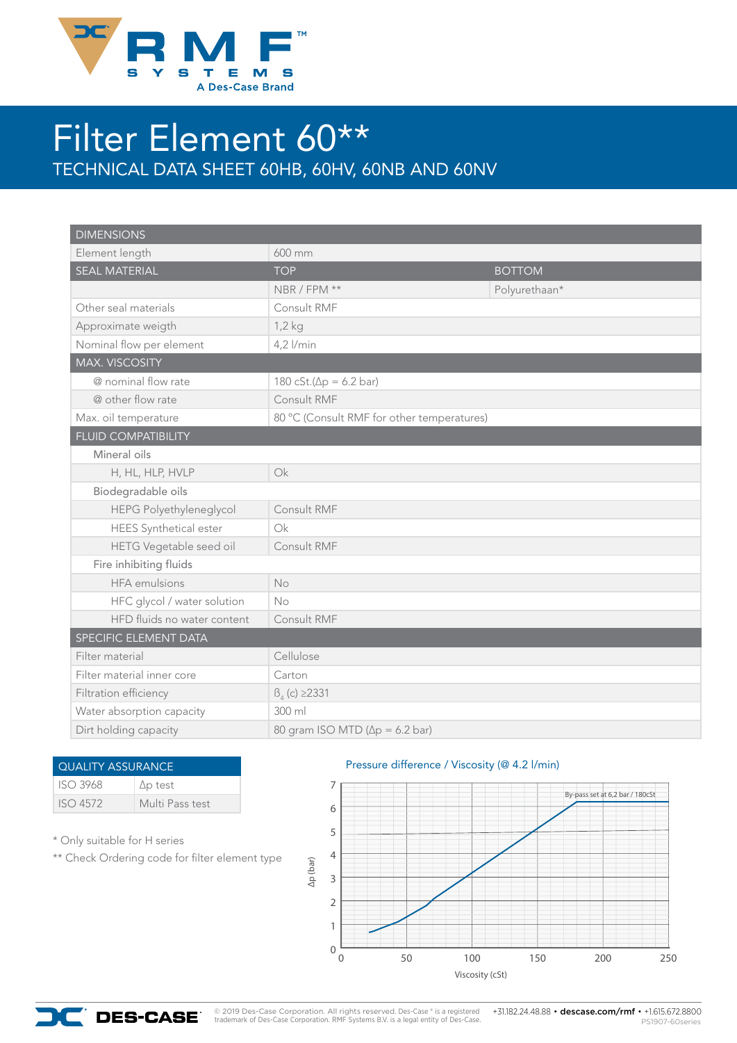# Filter Element 60**

TECHNICAL DATA SHEET 60HB, 60HV, 60NB AND 60NV

| | | |
|---|---|---|
| **DIMENSIONS** | | |
| Element length | 600 mm | |
| **SEAL MATERIAL** | **TOP** | **BOTTOM** |
| | NBR / FPM ** | Polyurethaan* |
| Other seal materials | Consult RMF | |
| Approximate weigth | 1,2 kg | |
| Nominal flow per element | 4,2 l/min | |
| **MAX. VISCOSITY** | | |
| @ nominal flow rate | 180 cSt.(Δp = 6.2 bar) | |
| @ other flow rate | Consult RMF | |
| Max. oil temperature | 80 °C (Consult RMF for other temperatures) | |
| **FLUID COMPATIBILITY** | | |
| Mineral oils | | |
| H, HL, HLP, HVLP | Ok | |
| Biodegradable oils | | |
| HEPG Polyethyleneglycol | Consult RMF | |
| HEES Synthetical ester | Ok | |
| HETG Vegetable seed oil | Consult RMF | |
| Fire inhibiting fluids | | |
| HFA emulsions | No | |
| HFC glycol / water solution | No | |
| HFD fluids no water content | Consult RMF | |
| **SPECIFIC ELEMENT DATA** | | |
| Filter material | Cellulose | |
| Filter material inner core | Carton | |
| Filtration efficiency | $\beta_4$ (c) ≥2331 | |
| Water absorption capacity | 300 ml | |
| Dirt holding capacity | 80 gram ISO MTD (Δp = 6.2 bar) | |

| QUALITY ASSURANCE | |
|---|---|
| ISO 3968 | Δp test |
| ISO 4572 | Multi Pass test |

\* Only suitable for H series

** Check Ordering code for filter element type

Pressure difference / Viscosity (@ 4.2 l/min)

By-pass set at 6,2 bar / 180cSt

Δp (bar)

0
1
2
3
4
5
6
7

Viscosity (cSt)

0
50
100
150
200
250

© 2019 Des-Case Corporation. All rights reserved. Des-Case ® is a registered trademark of Des-Case Corporation. RMF Systems B.V. is a legal entity of Des-Case.

+31.182.24.48.88 • descase.com/rmf • +1.615.672.8800

PS1907-60series